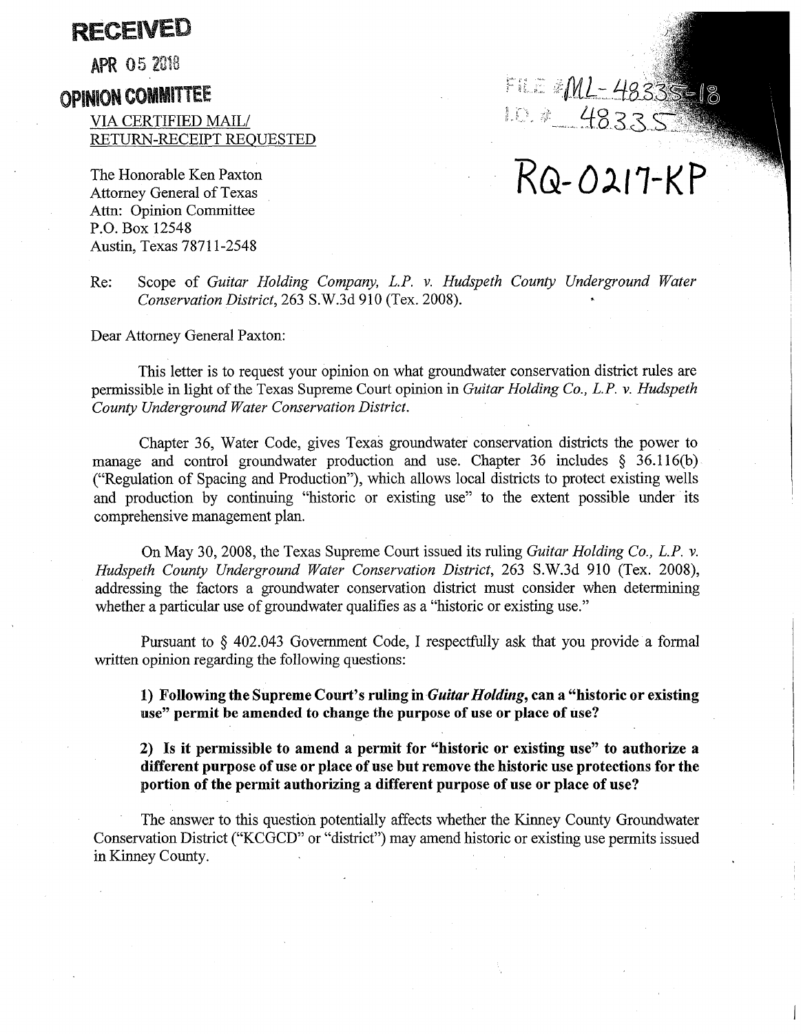**RECEIVED**

**APR 05 2018**

**OPINION COMMITTEE**

FILE #ML-48335-18
I.D. # 48335

RQ-0217-KP

VIA CERTIFIED MAIL/
RETURN-RECEIPT REQUESTED

The Honorable Ken Paxton
Attorney General of Texas
Attn: Opinion Committee
P.O. Box 12548
Austin, Texas 78711-2548

Re: Scope of *Guitar Holding Company, L.P. v. Hudspeth County Underground Water Conservation District*, 263 S.W.3d 910 (Tex. 2008).

Dear Attorney General Paxton:

This letter is to request your opinion on what groundwater conservation district rules are permissible in light of the Texas Supreme Court opinion in *Guitar Holding Co., L.P. v. Hudspeth County Underground Water Conservation District*.

Chapter 36, Water Code, gives Texas groundwater conservation districts the power to manage and control groundwater production and use. Chapter 36 includes § 36.116(b) ("Regulation of Spacing and Production"), which allows local districts to protect existing wells and production by continuing "historic or existing use" to the extent possible under its comprehensive management plan.

On May 30, 2008, the Texas Supreme Court issued its ruling *Guitar Holding Co., L.P. v. Hudspeth County Underground Water Conservation District*, 263 S.W.3d 910 (Tex. 2008), addressing the factors a groundwater conservation district must consider when determining whether a particular use of groundwater qualifies as a "historic or existing use."

Pursuant to § 402.043 Government Code, I respectfully ask that you provide a formal written opinion regarding the following questions:

**1) Following the Supreme Court's ruling in *Guitar Holding*, can a "historic or existing use" permit be amended to change the purpose of use or place of use?**

**2) Is it permissible to amend a permit for "historic or existing use" to authorize a different purpose of use or place of use but remove the historic use protections for the portion of the permit authorizing a different purpose of use or place of use?**

The answer to this question potentially affects whether the Kinney County Groundwater Conservation District ("KCGCD" or "district") may amend historic or existing use permits issued in Kinney County.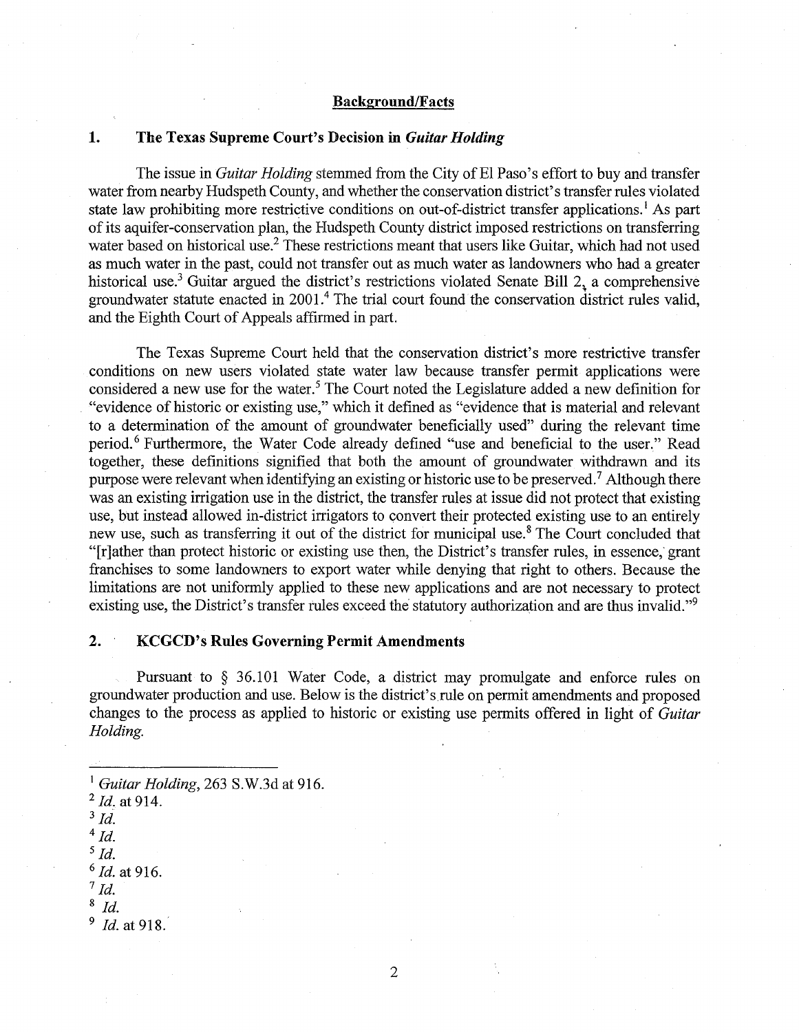## Background/Facts

### 1. The Texas Supreme Court's Decision in *Guitar Holding*

The issue in *Guitar Holding* stemmed from the City of El Paso's effort to buy and transfer water from nearby Hudspeth County, and whether the conservation district's transfer rules violated state law prohibiting more restrictive conditions on out-of-district transfer applications.[1] As part of its aquifer-conservation plan, the Hudspeth County district imposed restrictions on transferring water based on historical use.[2] These restrictions meant that users like Guitar, which had not used as much water in the past, could not transfer out as much water as landowners who had a greater historical use.[3] Guitar argued the district's restrictions violated Senate Bill 2, a comprehensive groundwater statute enacted in 2001.[4] The trial court found the conservation district rules valid, and the Eighth Court of Appeals affirmed in part.

The Texas Supreme Court held that the conservation district's more restrictive transfer conditions on new users violated state water law because transfer permit applications were considered a new use for the water.[5] The Court noted the Legislature added a new definition for "evidence of historic or existing use," which it defined as "evidence that is material and relevant to a determination of the amount of groundwater beneficially used" during the relevant time period.[6] Furthermore, the Water Code already defined "use and beneficial to the user." Read together, these definitions signified that both the amount of groundwater withdrawn and its purpose were relevant when identifying an existing or historic use to be preserved.[7] Although there was an existing irrigation use in the district, the transfer rules at issue did not protect that existing use, but instead allowed in-district irrigators to convert their protected existing use to an entirely new use, such as transferring it out of the district for municipal use.[8] The Court concluded that "[r]ather than protect historic or existing use then, the District's transfer rules, in essence, grant franchises to some landowners to export water while denying that right to others. Because the limitations are not uniformly applied to these new applications and are not necessary to protect existing use, the District's transfer rules exceed the statutory authorization and are thus invalid."[9]

### 2. KCGCD's Rules Governing Permit Amendments

Pursuant to § 36.101 Water Code, a district may promulgate and enforce rules on groundwater production and use. Below is the district's rule on permit amendments and proposed changes to the process as applied to historic or existing use permits offered in light of *Guitar Holding.*

---

[1] *Guitar Holding*, 263 S.W.3d at 916.
[2] *Id.* at 914.
[3] *Id.*
[4] *Id.*
[5] *Id.*
[6] *Id.* at 916.
[7] *Id.*
[8] *Id.*
[9] *Id.* at 918.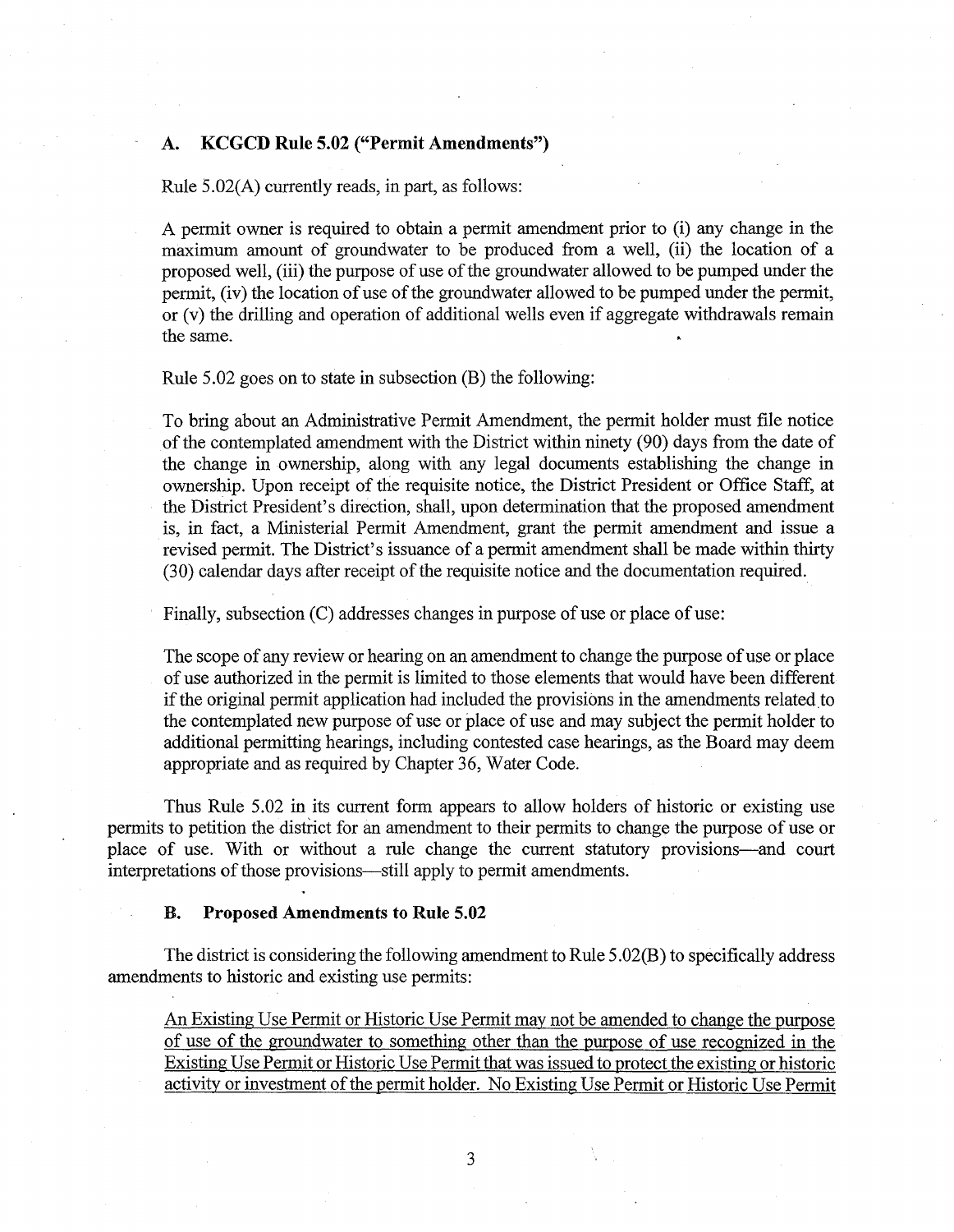### A. KCGCD Rule 5.02 ("Permit Amendments")

Rule 5.02(A) currently reads, in part, as follows:

> A permit owner is required to obtain a permit amendment prior to (i) any change in the maximum amount of groundwater to be produced from a well, (ii) the location of a proposed well, (iii) the purpose of use of the groundwater allowed to be pumped under the permit, (iv) the location of use of the groundwater allowed to be pumped under the permit, or (v) the drilling and operation of additional wells even if aggregate withdrawals remain the same.

Rule 5.02 goes on to state in subsection (B) the following:

> To bring about an Administrative Permit Amendment, the permit holder must file notice of the contemplated amendment with the District within ninety (90) days from the date of the change in ownership, along with any legal documents establishing the change in ownership. Upon receipt of the requisite notice, the District President or Office Staff, at the District President's direction, shall, upon determination that the proposed amendment is, in fact, a Ministerial Permit Amendment, grant the permit amendment and issue a revised permit. The District's issuance of a permit amendment shall be made within thirty (30) calendar days after receipt of the requisite notice and the documentation required.

Finally, subsection (C) addresses changes in purpose of use or place of use:

> The scope of any review or hearing on an amendment to change the purpose of use or place of use authorized in the permit is limited to those elements that would have been different if the original permit application had included the provisions in the amendments related to the contemplated new purpose of use or place of use and may subject the permit holder to additional permitting hearings, including contested case hearings, as the Board may deem appropriate and as required by Chapter 36, Water Code.

Thus Rule 5.02 in its current form appears to allow holders of historic or existing use permits to petition the district for an amendment to their permits to change the purpose of use or place of use. With or without a rule change the current statutory provisions—and court interpretations of those provisions—still apply to permit amendments.

### B. Proposed Amendments to Rule 5.02

The district is considering the following amendment to Rule 5.02(B) to specifically address amendments to historic and existing use permits:

> <u>An Existing Use Permit or Historic Use Permit may not be amended to change the purpose of use of the groundwater to something other than the purpose of use recognized in the Existing Use Permit or Historic Use Permit that was issued to protect the existing or historic activity or investment of the permit holder. No Existing Use Permit or Historic Use Permit</u>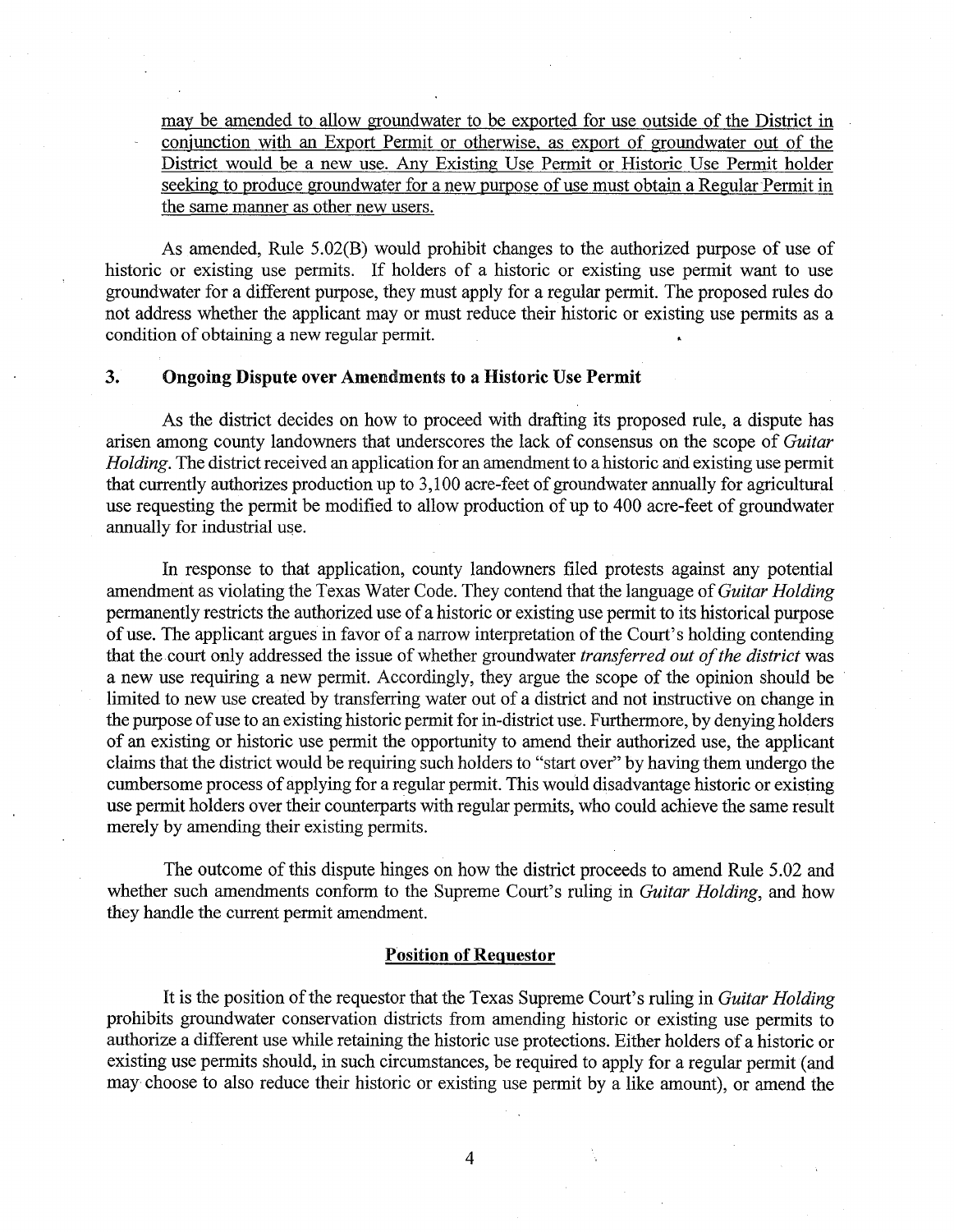may be amended to allow groundwater to be exported for use outside of the District in conjunction with an Export Permit or otherwise, as export of groundwater out of the District would be a new use. Any Existing Use Permit or Historic Use Permit holder seeking to produce groundwater for a new purpose of use must obtain a Regular Permit in the same manner as other new users.

As amended, Rule 5.02(B) would prohibit changes to the authorized purpose of use of historic or existing use permits. If holders of a historic or existing use permit want to use groundwater for a different purpose, they must apply for a regular permit. The proposed rules do not address whether the applicant may or must reduce their historic or existing use permits as a condition of obtaining a new regular permit.

### 3. Ongoing Dispute over Amendments to a Historic Use Permit

As the district decides on how to proceed with drafting its proposed rule, a dispute has arisen among county landowners that underscores the lack of consensus on the scope of *Guitar Holding*. The district received an application for an amendment to a historic and existing use permit that currently authorizes production up to 3,100 acre-feet of groundwater annually for agricultural use requesting the permit be modified to allow production of up to 400 acre-feet of groundwater annually for industrial use.

In response to that application, county landowners filed protests against any potential amendment as violating the Texas Water Code. They contend that the language of *Guitar Holding* permanently restricts the authorized use of a historic or existing use permit to its historical purpose of use. The applicant argues in favor of a narrow interpretation of the Court's holding contending that the court only addressed the issue of whether groundwater *transferred out of the district* was a new use requiring a new permit. Accordingly, they argue the scope of the opinion should be limited to new use created by transferring water out of a district and not instructive on change in the purpose of use to an existing historic permit for in-district use. Furthermore, by denying holders of an existing or historic use permit the opportunity to amend their authorized use, the applicant claims that the district would be requiring such holders to "start over" by having them undergo the cumbersome process of applying for a regular permit. This would disadvantage historic or existing use permit holders over their counterparts with regular permits, who could achieve the same result merely by amending their existing permits.

The outcome of this dispute hinges on how the district proceeds to amend Rule 5.02 and whether such amendments conform to the Supreme Court's ruling in *Guitar Holding*, and how they handle the current permit amendment.

## Position of Requestor

It is the position of the requestor that the Texas Supreme Court's ruling in *Guitar Holding* prohibits groundwater conservation districts from amending historic or existing use permits to authorize a different use while retaining the historic use protections. Either holders of a historic or existing use permits should, in such circumstances, be required to apply for a regular permit (and may choose to also reduce their historic or existing use permit by a like amount), or amend the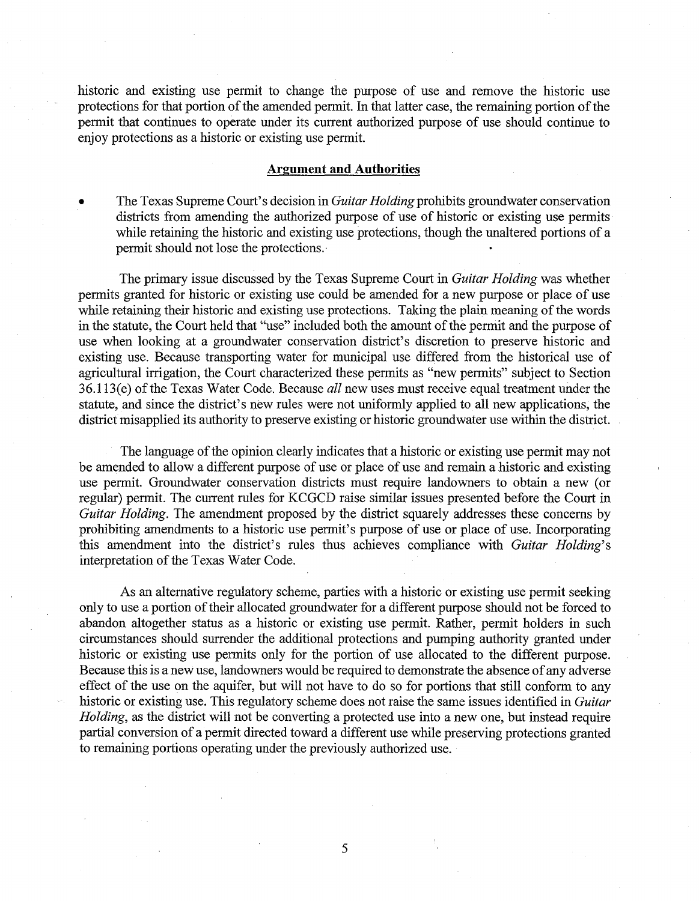historic and existing use permit to change the purpose of use and remove the historic use protections for that portion of the amended permit. In that latter case, the remaining portion of the permit that continues to operate under its current authorized purpose of use should continue to enjoy protections as a historic or existing use permit.

## Argument and Authorities

- The Texas Supreme Court's decision in *Guitar Holding* prohibits groundwater conservation districts from amending the authorized purpose of use of historic or existing use permits while retaining the historic and existing use protections, though the unaltered portions of a permit should not lose the protections.

The primary issue discussed by the Texas Supreme Court in *Guitar Holding* was whether permits granted for historic or existing use could be amended for a new purpose or place of use while retaining their historic and existing use protections. Taking the plain meaning of the words in the statute, the Court held that "use" included both the amount of the permit and the purpose of use when looking at a groundwater conservation district's discretion to preserve historic and existing use. Because transporting water for municipal use differed from the historical use of agricultural irrigation, the Court characterized these permits as "new permits" subject to Section 36.113(e) of the Texas Water Code. Because *all* new uses must receive equal treatment under the statute, and since the district's new rules were not uniformly applied to all new applications, the district misapplied its authority to preserve existing or historic groundwater use within the district.

The language of the opinion clearly indicates that a historic or existing use permit may not be amended to allow a different purpose of use or place of use and remain a historic and existing use permit. Groundwater conservation districts must require landowners to obtain a new (or regular) permit. The current rules for KCGCD raise similar issues presented before the Court in *Guitar Holding*. The amendment proposed by the district squarely addresses these concerns by prohibiting amendments to a historic use permit's purpose of use or place of use. Incorporating this amendment into the district's rules thus achieves compliance with *Guitar Holding*'s interpretation of the Texas Water Code.

As an alternative regulatory scheme, parties with a historic or existing use permit seeking only to use a portion of their allocated groundwater for a different purpose should not be forced to abandon altogether status as a historic or existing use permit. Rather, permit holders in such circumstances should surrender the additional protections and pumping authority granted under historic or existing use permits only for the portion of use allocated to the different purpose. Because this is a new use, landowners would be required to demonstrate the absence of any adverse effect of the use on the aquifer, but will not have to do so for portions that still conform to any historic or existing use. This regulatory scheme does not raise the same issues identified in *Guitar Holding*, as the district will not be converting a protected use into a new one, but instead require partial conversion of a permit directed toward a different use while preserving protections granted to remaining portions operating under the previously authorized use.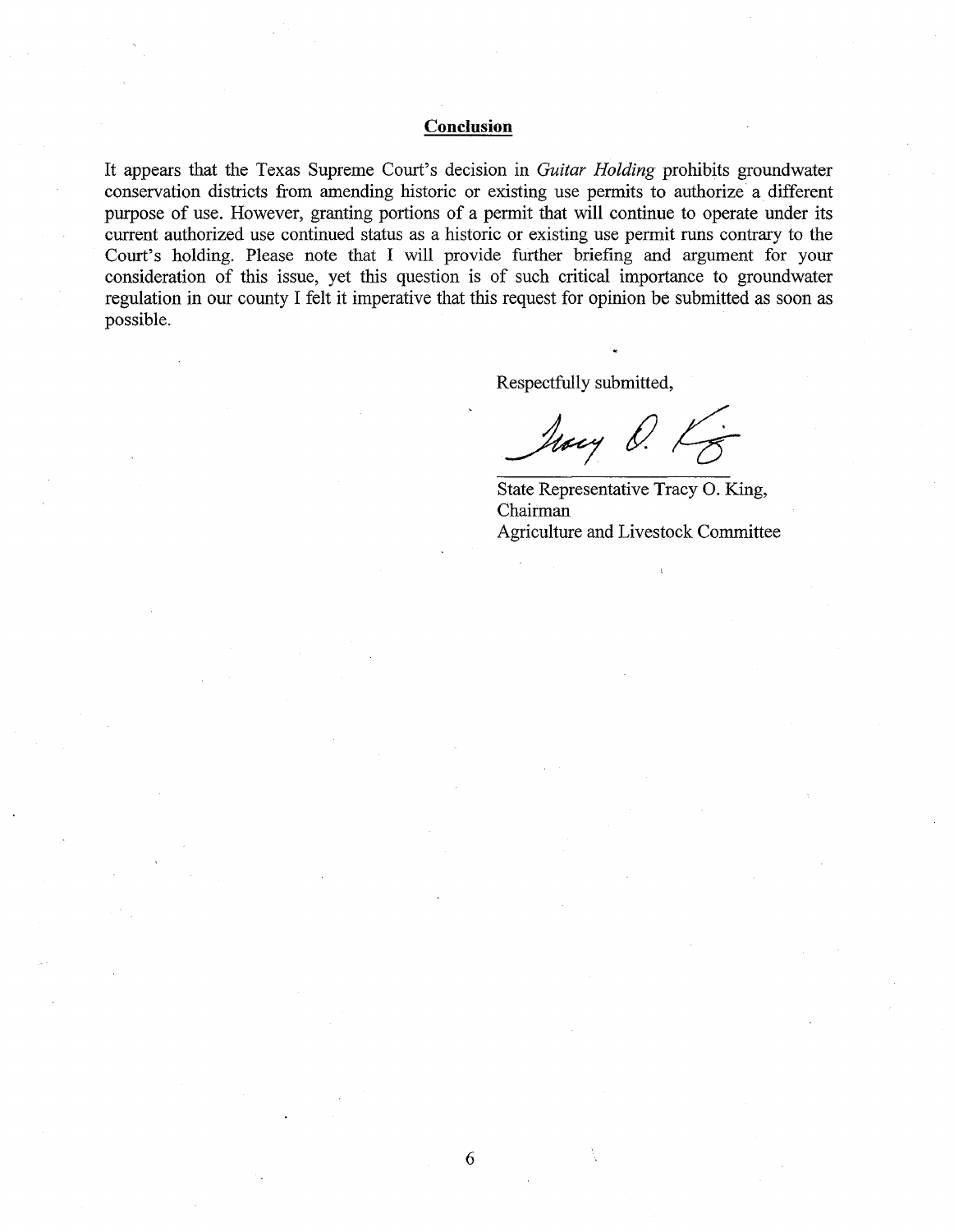## Conclusion

It appears that the Texas Supreme Court's decision in *Guitar Holding* prohibits groundwater conservation districts from amending historic or existing use permits to authorize a different purpose of use. However, granting portions of a permit that will continue to operate under its current authorized use continued status as a historic or existing use permit runs contrary to the Court's holding. Please note that I will provide further briefing and argument for your consideration of this issue, yet this question is of such critical importance to groundwater regulation in our county I felt it imperative that this request for opinion be submitted as soon as possible.

Respectfully submitted,

State Representative Tracy O. King,
Chairman
Agriculture and Livestock Committee